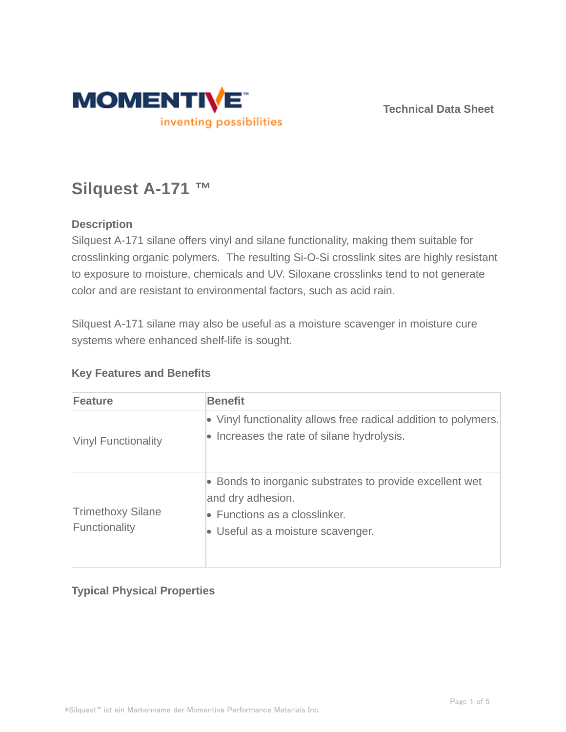Technical Data Sheet

# Silquest A-171 ™

## Description

Silquest A-171 silane offers vinyl and silane functionality, making them suitable for crosslinking organic polymers. The resulting Si-O-Si crosslink sites are highly resistant to exposure to moisture, chemicals and UV. Siloxane crosslinks tend to not generate color and are resistant to environmental factors, such as acid rain.

Silquest A-171 silane may also be useful as a moisture scavenger in moisture cure systems where enhanced shelf-life is sought.

## Key Features and Benefits

| Feature | Benefit |
| --- | --- |
| Vinyl Functionality | • Vinyl functionality allows free radical addition to polymers.<br>• Increases the rate of silane hydrolysis. |
| Trimethoxy Silane Functionality | • Bonds to inorganic substrates to provide excellent wet and dry adhesion.<br>• Functions as a closslinker.<br>• Useful as a moisture scavenger. |

## Typical Physical Properties

*Silquest™ ist ein Markenname der Momentive Performance Materials Inc.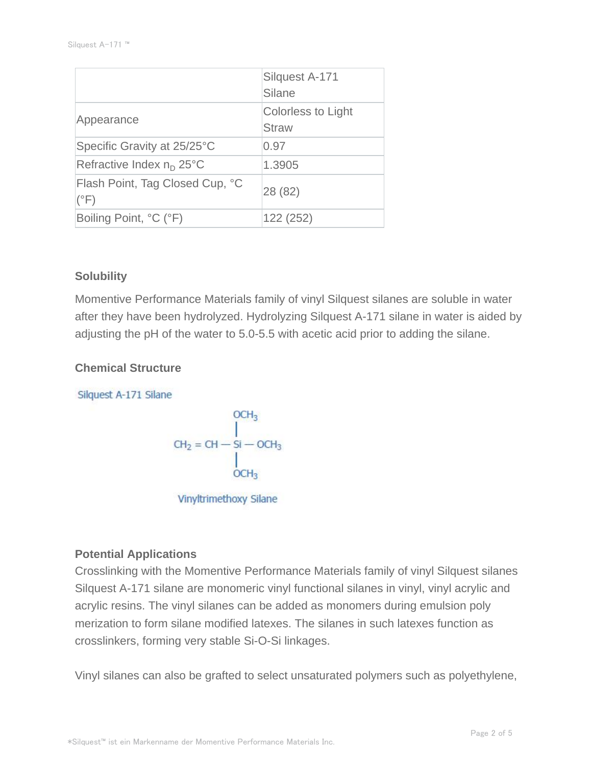| | Silquest A-171 Silane |
|---|---|
| Appearance | Colorless to Light Straw |
| Specific Gravity at 25/25°C | 0.97 |
| Refractive Index $n_D$ 25°C | 1.3905 |
| Flash Point, Tag Closed Cup, °C (°F) | 28 (82) |
| Boiling Point, °C (°F) | 122 (252) |

### Solubility

Momentive Performance Materials family of vinyl Silquest silanes are soluble in water after they have been hydrolyzed. Hydrolyzing Silquest A-171 silane in water is aided by adjusting the pH of the water to 5.0-5.5 with acetic acid prior to adding the silane.

### Chemical Structure

Silquest A-171 Silane

$$CH_2 = CH - Si(OCH_3)_3$$

Vinyltrimethoxy Silane

### Potential Applications

Crosslinking with the Momentive Performance Materials family of vinyl Silquest silanes Silquest A-171 silane are monomeric vinyl functional silanes in vinyl, vinyl acrylic and acrylic resins. The vinyl silanes can be added as monomers during emulsion poly merization to form silane modified latexes. The silanes in such latexes function as crosslinkers, forming very stable Si-O-Si linkages.

Vinyl silanes can also be grafted to select unsaturated polymers such as polyethylene,

*Silquest™ ist ein Markenname der Momentive Performance Materials Inc.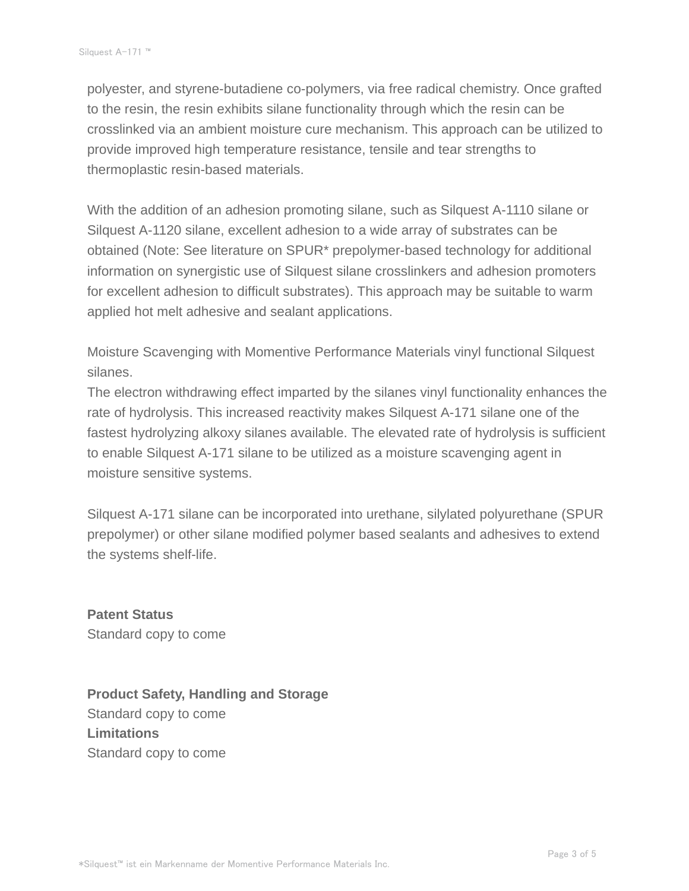polyester, and styrene-butadiene co-polymers, via free radical chemistry. Once grafted to the resin, the resin exhibits silane functionality through which the resin can be crosslinked via an ambient moisture cure mechanism. This approach can be utilized to provide improved high temperature resistance, tensile and tear strengths to thermoplastic resin-based materials.

With the addition of an adhesion promoting silane, such as Silquest A-1110 silane or Silquest A-1120 silane, excellent adhesion to a wide array of substrates can be obtained (Note: See literature on SPUR* prepolymer-based technology for additional information on synergistic use of Silquest silane crosslinkers and adhesion promoters for excellent adhesion to difficult substrates). This approach may be suitable to warm applied hot melt adhesive and sealant applications.

Moisture Scavenging with Momentive Performance Materials vinyl functional Silquest silanes.
The electron withdrawing effect imparted by the silanes vinyl functionality enhances the rate of hydrolysis. This increased reactivity makes Silquest A-171 silane one of the fastest hydrolyzing alkoxy silanes available. The elevated rate of hydrolysis is sufficient to enable Silquest A-171 silane to be utilized as a moisture scavenging agent in moisture sensitive systems.

Silquest A-171 silane can be incorporated into urethane, silylated polyurethane (SPUR prepolymer) or other silane modified polymer based sealants and adhesives to extend the systems shelf-life.

**Patent Status**
Standard copy to come

**Product Safety, Handling and Storage**
Standard copy to come
**Limitations**
Standard copy to come

*Silquest™ ist ein Markenname der Momentive Performance Materials Inc.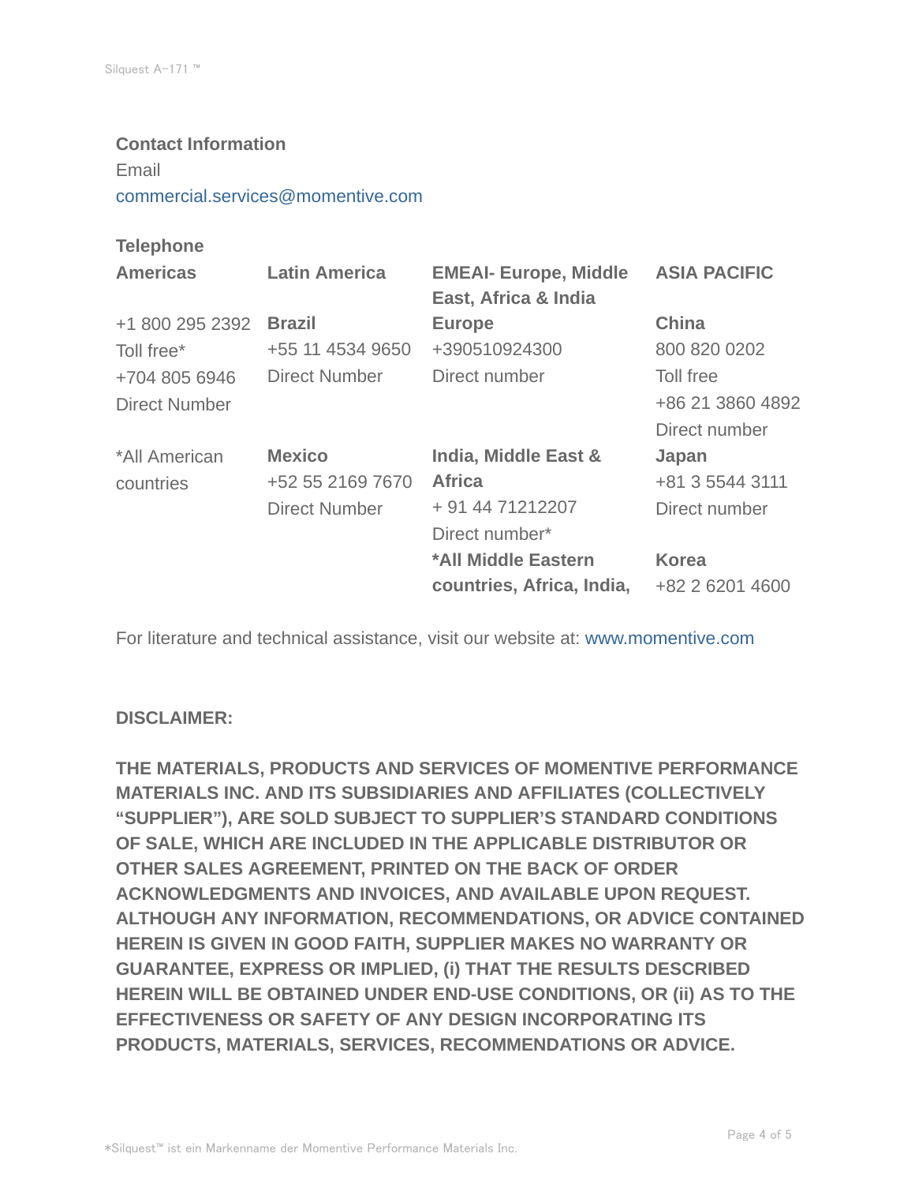**Contact Information**

Email

commercial.services@momentive.com

**Telephone**

| Americas | Latin America | EMEAI- Europe, Middle East, Africa & India | ASIA PACIFIC |
|---|---|---|---|
| +1 800 295 2392 Toll free* +704 805 6946 Direct Number | **Brazil** +55 11 4534 9650 Direct Number | **Europe** +390510924300 Direct number | **China** 800 820 0202 Toll free +86 21 3860 4892 Direct number |
| *All American countries | **Mexico** +52 55 2169 7670 Direct Number | **India, Middle East & Africa** + 91 44 71212207 Direct number* | **Japan** +81 3 5544 3111 Direct number |
| | | ***All Middle Eastern countries, Africa, India,** | **Korea** +82 2 6201 4600 |

For literature and technical assistance, visit our website at: www.momentive.com

**DISCLAIMER:**

**THE MATERIALS, PRODUCTS AND SERVICES OF MOMENTIVE PERFORMANCE MATERIALS INC. AND ITS SUBSIDIARIES AND AFFILIATES (COLLECTIVELY "SUPPLIER"), ARE SOLD SUBJECT TO SUPPLIER'S STANDARD CONDITIONS OF SALE, WHICH ARE INCLUDED IN THE APPLICABLE DISTRIBUTOR OR OTHER SALES AGREEMENT, PRINTED ON THE BACK OF ORDER ACKNOWLEDGMENTS AND INVOICES, AND AVAILABLE UPON REQUEST. ALTHOUGH ANY INFORMATION, RECOMMENDATIONS, OR ADVICE CONTAINED HEREIN IS GIVEN IN GOOD FAITH, SUPPLIER MAKES NO WARRANTY OR GUARANTEE, EXPRESS OR IMPLIED, (i) THAT THE RESULTS DESCRIBED HEREIN WILL BE OBTAINED UNDER END-USE CONDITIONS, OR (ii) AS TO THE EFFECTIVENESS OR SAFETY OF ANY DESIGN INCORPORATING ITS PRODUCTS, MATERIALS, SERVICES, RECOMMENDATIONS OR ADVICE.**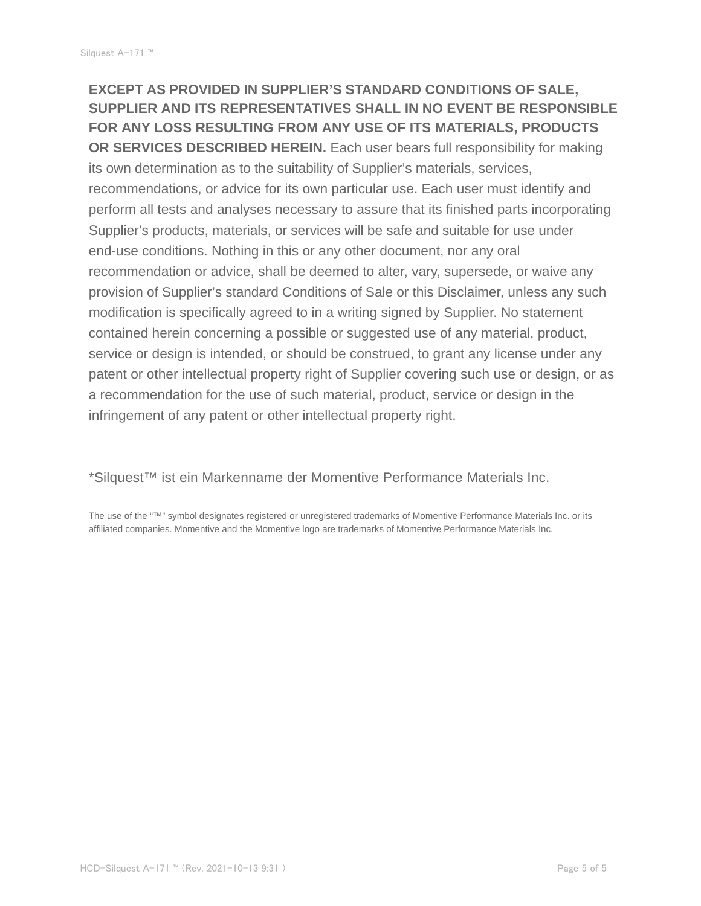**EXCEPT AS PROVIDED IN SUPPLIER'S STANDARD CONDITIONS OF SALE, SUPPLIER AND ITS REPRESENTATIVES SHALL IN NO EVENT BE RESPONSIBLE FOR ANY LOSS RESULTING FROM ANY USE OF ITS MATERIALS, PRODUCTS OR SERVICES DESCRIBED HEREIN.** Each user bears full responsibility for making its own determination as to the suitability of Supplier's materials, services, recommendations, or advice for its own particular use. Each user must identify and perform all tests and analyses necessary to assure that its finished parts incorporating Supplier's products, materials, or services will be safe and suitable for use under end-use conditions. Nothing in this or any other document, nor any oral recommendation or advice, shall be deemed to alter, vary, supersede, or waive any provision of Supplier's standard Conditions of Sale or this Disclaimer, unless any such modification is specifically agreed to in a writing signed by Supplier. No statement contained herein concerning a possible or suggested use of any material, product, service or design is intended, or should be construed, to grant any license under any patent or other intellectual property right of Supplier covering such use or design, or as a recommendation for the use of such material, product, service or design in the infringement of any patent or other intellectual property right.

*Silquest™ ist ein Markenname der Momentive Performance Materials Inc.

The use of the "™" symbol designates registered or unregistered trademarks of Momentive Performance Materials Inc. or its affiliated companies. Momentive and the Momentive logo are trademarks of Momentive Performance Materials Inc.